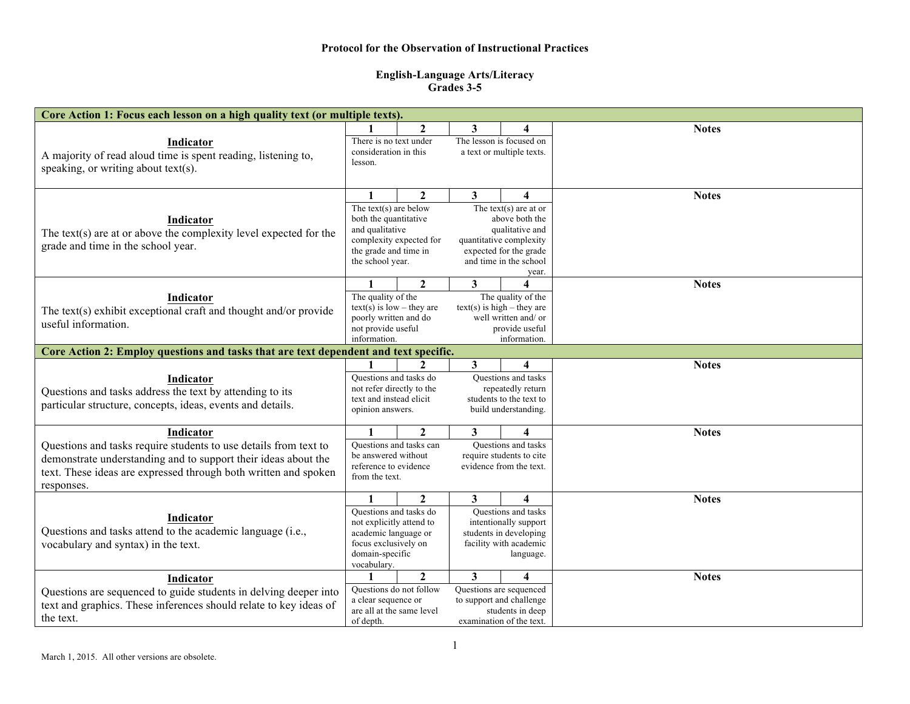**Protocol for the Observation of Instructional Practices**

**English-Language Arts/Literacy**
**Grades 3-5**

| **Core Action 1: Focus each lesson on a high quality text (or multiple texts).** | | | | | |
|---|---|---|---|---|---|
| | **1** | **2** | **3** | **4** | **Notes** |
| **Indicator** A majority of read aloud time is spent reading, listening to, speaking, or writing about text(s). | There is no text under consideration in this lesson. | | The lesson is focused on a text or multiple texts. | | |
| | **1** | **2** | **3** | **4** | **Notes** |
| **Indicator** The text(s) are at or above the complexity level expected for the grade and time in the school year. | The text(s) are below both the quantitative and qualitative complexity expected for the grade and time in the school year. | | The text(s) are at or above both the qualitative and quantitative complexity expected for the grade and time in the school year. | | |
| | **1** | **2** | **3** | **4** | **Notes** |
| **Indicator** The text(s) exhibit exceptional craft and thought and/or provide useful information. | The quality of the text(s) is low – they are poorly written and do not provide useful information. | | The quality of the text(s) is high – they are well written and/ or provide useful information. | | |
| **Core Action 2: Employ questions and tasks that are text dependent and text specific.** | | | | | |
| | **1** | **2** | **3** | **4** | **Notes** |
| **Indicator** Questions and tasks address the text by attending to its particular structure, concepts, ideas, events and details. | Questions and tasks do not refer directly to the text and instead elicit opinion answers. | | Questions and tasks repeatedly return students to the text to build understanding. | | |
| | **1** | **2** | **3** | **4** | **Notes** |
| **Indicator** Questions and tasks require students to use details from text to demonstrate understanding and to support their ideas about the text. These ideas are expressed through both written and spoken responses. | Questions and tasks can be answered without reference to evidence from the text. | | Questions and tasks require students to cite evidence from the text. | | |
| | **1** | **2** | **3** | **4** | **Notes** |
| **Indicator** Questions and tasks attend to the academic language (i.e., vocabulary and syntax) in the text. | Questions and tasks do not explicitly attend to academic language or focus exclusively on domain-specific vocabulary. | | Questions and tasks intentionally support students in developing facility with academic language. | | |
| | **1** | **2** | **3** | **4** | **Notes** |
| **Indicator** Questions are sequenced to guide students in delving deeper into text and graphics. These inferences should relate to key ideas of the text. | Questions do not follow a clear sequence or are all at the same level of depth. | | Questions are sequenced to support and challenge students in deep examination of the text. | | |

March 1, 2015. All other versions are obsolete.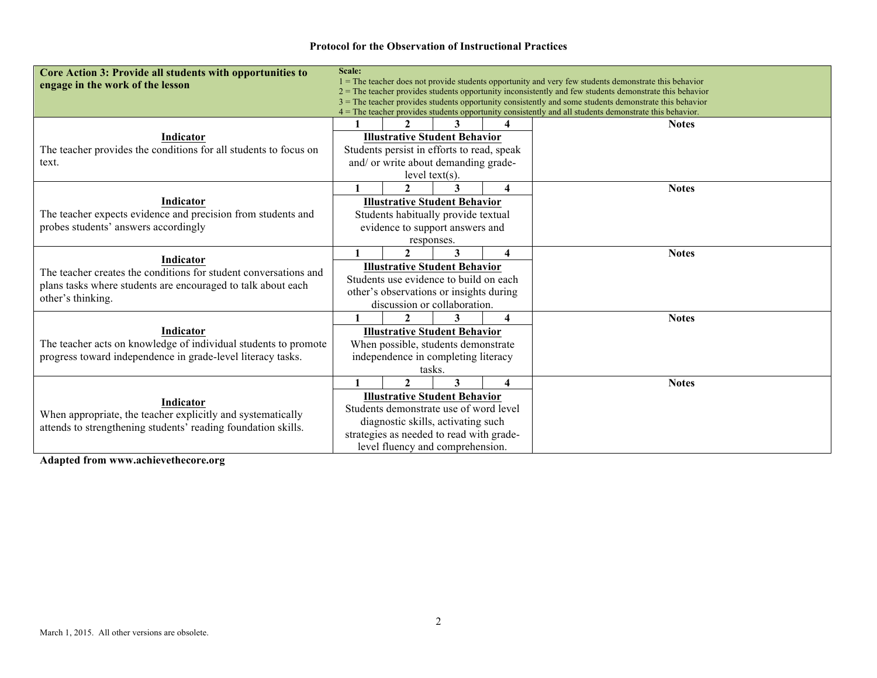**Protocol for the Observation of Instructional Practices**

| Core Action 3: Provide all students with opportunities to engage in the work of the lesson | Scale: 1 = The teacher does not provide students opportunity and very few students demonstrate this behavior 2 = The teacher provides students opportunity inconsistently and few students demonstrate this behavior 3 = The teacher provides students opportunity consistently and some students demonstrate this behavior 4 = The teacher provides students opportunity consistently and all students demonstrate this behavior. | | | | |
|---|---|---|---|---|---|
| | **1** | **2** | **3** | **4** | **Notes** |
| **Indicator** The teacher provides the conditions for all students to focus on text. | **Illustrative Student Behavior** Students persist in efforts to read, speak and/ or write about demanding grade-level text(s). | | | | |
| | **1** | **2** | **3** | **4** | **Notes** |
| **Indicator** The teacher expects evidence and precision from students and probes students' answers accordingly | **Illustrative Student Behavior** Students habitually provide textual evidence to support answers and responses. | | | | |
| | **1** | **2** | **3** | **4** | **Notes** |
| **Indicator** The teacher creates the conditions for student conversations and plans tasks where students are encouraged to talk about each other's thinking. | **Illustrative Student Behavior** Students use evidence to build on each other's observations or insights during discussion or collaboration. | | | | |
| | **1** | **2** | **3** | **4** | **Notes** |
| **Indicator** The teacher acts on knowledge of individual students to promote progress toward independence in grade-level literacy tasks. | **Illustrative Student Behavior** When possible, students demonstrate independence in completing literacy tasks. | | | | |
| | **1** | **2** | **3** | **4** | **Notes** |
| **Indicator** When appropriate, the teacher explicitly and systematically attends to strengthening students' reading foundation skills. | **Illustrative Student Behavior** Students demonstrate use of word level diagnostic skills, activating such strategies as needed to read with grade-level fluency and comprehension. | | | | |

**Adapted from www.achievethecore.org**

March 1, 2015. All other versions are obsolete.